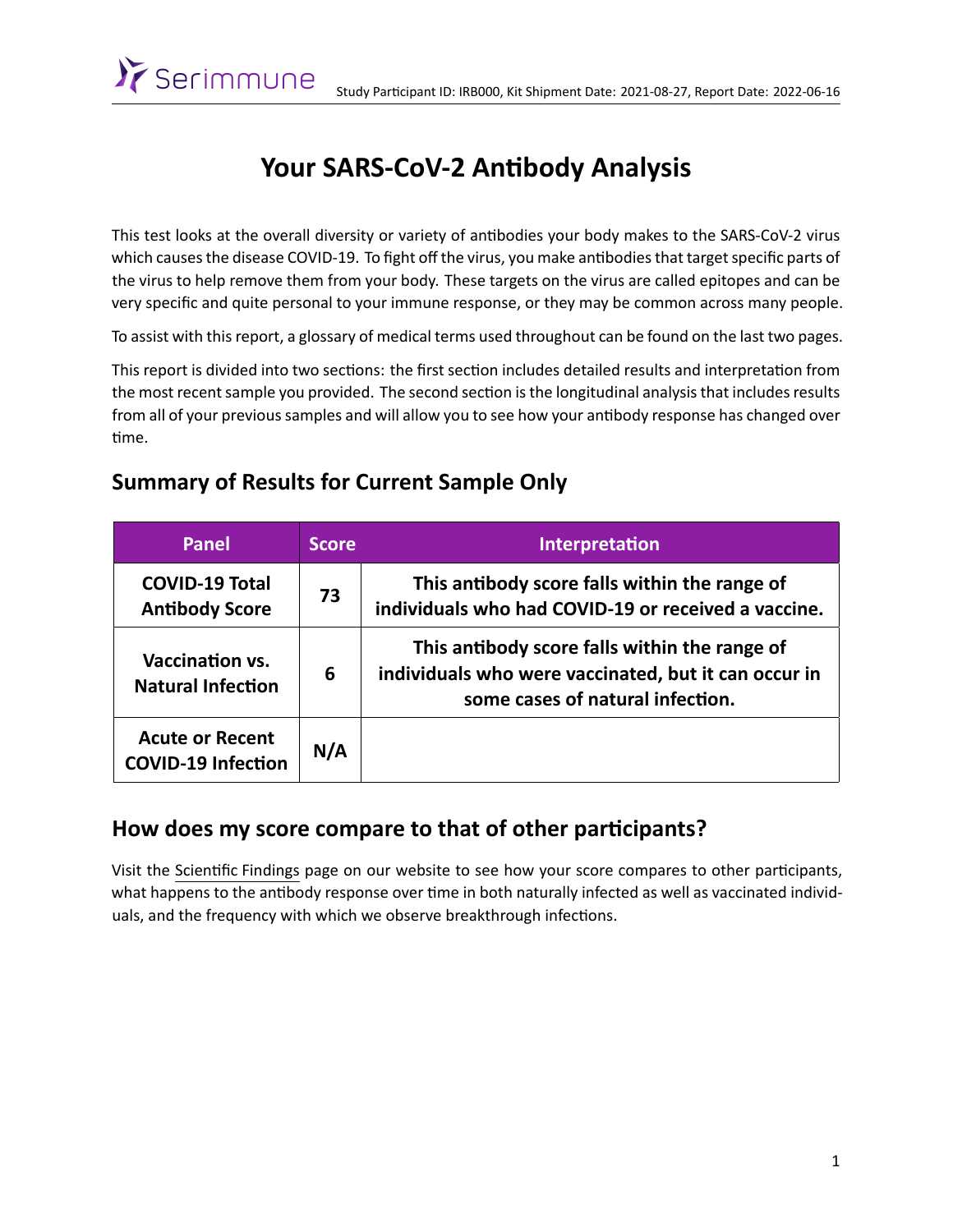# Your SARS-CoV-2 Antibody Analysis

This test looks at the overall diversity or variety of antibodies your body makes to the SARS-CoV-2 virus which causes the disease COVID-19. To fight off the virus, you make antibodies that target specific parts of the virus to help remove them from your body. These targets on the virus are called epitopes and can be very specific and quite personal to your immune response, or they may be common across many people.

To assist with this report, a glossary of medical terms used throughout can be found on the last two pages.

This report is divided into two sections: the first section includes detailed results and interpretation from the most recent sample you provided. The second section is the longitudinal analysis that includes results from all of your previous samples and will allow you to see how your antibody response has changed over time.

## Summary of Results for Current Sample Only

| Panel | Score | Interpretation |
|---|---|---|
| **COVID-19 Total Antibody Score** | **73** | **This antibody score falls within the range of individuals who had COVID-19 or received a vaccine.** |
| **Vaccination vs. Natural Infection** | **6** | **This antibody score falls within the range of individuals who were vaccinated, but it can occur in some cases of natural infection.** |
| **Acute or Recent COVID-19 Infection** | **N/A** | |

## How does my score compare to that of other participants?

Visit the Scientific Findings page on our website to see how your score compares to other participants, what happens to the antibody response over time in both naturally infected as well as vaccinated individuals, and the frequency with which we observe breakthrough infections.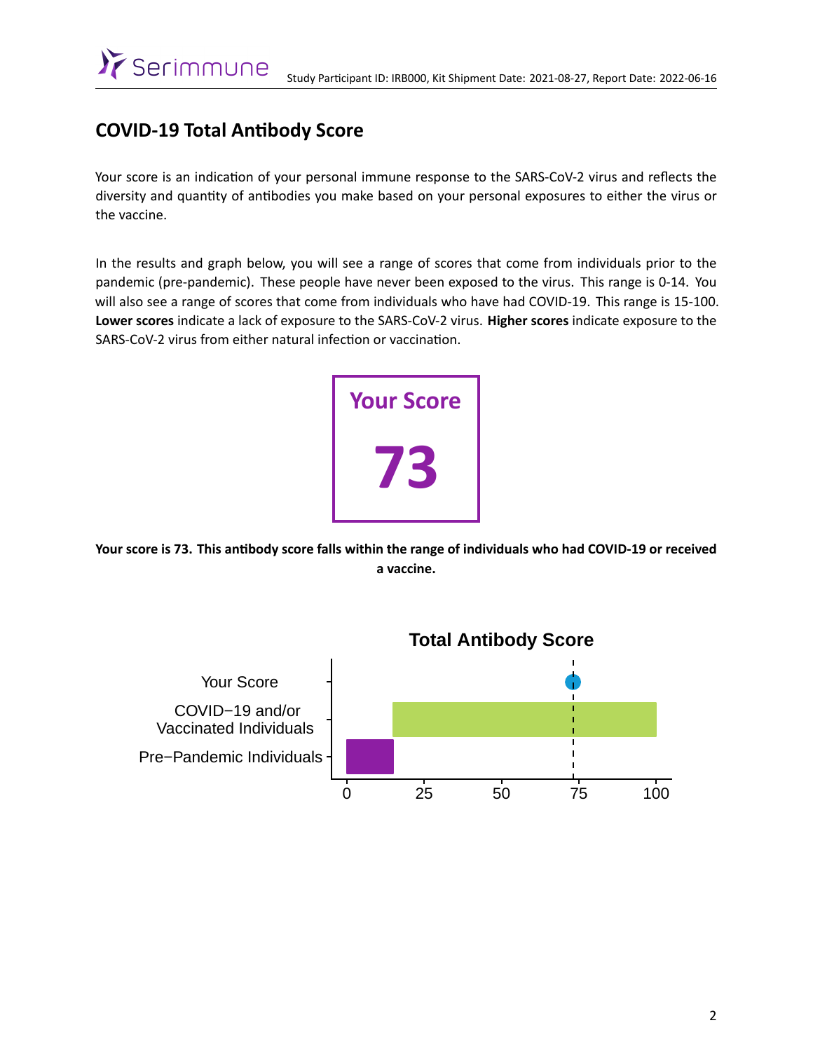## COVID-19 Total Antibody Score

Your score is an indication of your personal immune response to the SARS-CoV-2 virus and reflects the diversity and quantity of antibodies you make based on your personal exposures to either the virus or the vaccine.

In the results and graph below, you will see a range of scores that come from individuals prior to the pandemic (pre-pandemic). These people have never been exposed to the virus. This range is 0-14. You will also see a range of scores that come from individuals who have had COVID-19. This range is 15-100. **Lower scores** indicate a lack of exposure to the SARS-CoV-2 virus. **Higher scores** indicate exposure to the SARS-CoV-2 virus from either natural infection or vaccination.

**Your Score**

**73**

**Your score is 73. This antibody score falls within the range of individuals who had COVID-19 or received a vaccine.**

**Total Antibody Score**

Your Score

COVID−19 and/or Vaccinated Individuals

Pre−Pandemic Individuals

0 25 50 75 100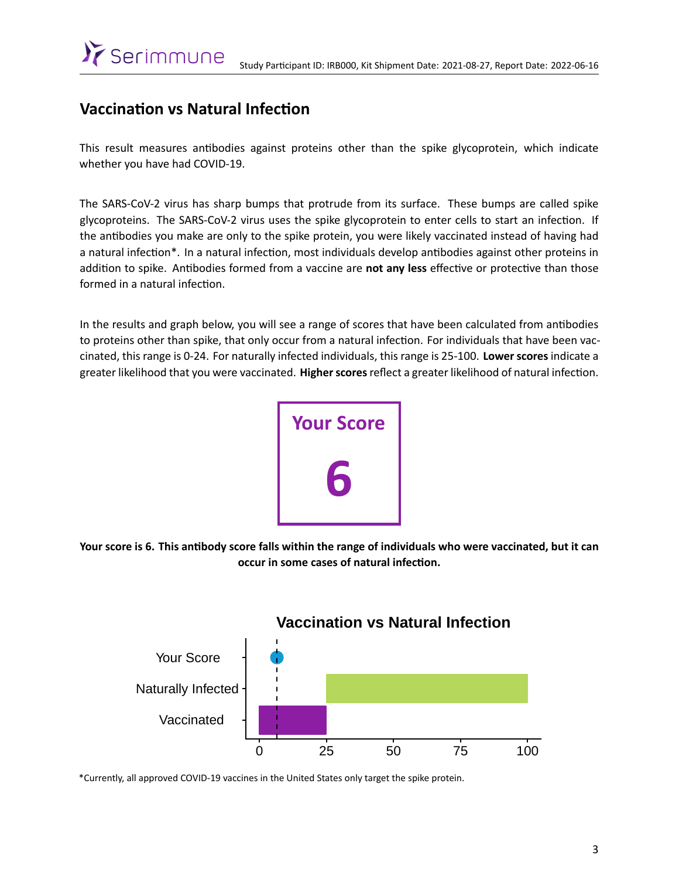## Vaccination vs Natural Infection

This result measures antibodies against proteins other than the spike glycoprotein, which indicate whether you have had COVID-19.

The SARS-CoV-2 virus has sharp bumps that protrude from its surface. These bumps are called spike glycoproteins. The SARS-CoV-2 virus uses the spike glycoprotein to enter cells to start an infection. If the antibodies you make are only to the spike protein, you were likely vaccinated instead of having had a natural infection*. In a natural infection, most individuals develop antibodies against other proteins in addition to spike. Antibodies formed from a vaccine are **not any less** effective or protective than those formed in a natural infection.

In the results and graph below, you will see a range of scores that have been calculated from antibodies to proteins other than spike, that only occur from a natural infection. For individuals that have been vaccinated, this range is 0-24. For naturally infected individuals, this range is 25-100. **Lower scores** indicate a greater likelihood that you were vaccinated. **Higher scores** reflect a greater likelihood of natural infection.

**Your Score**

**6**

**Your score is 6. This antibody score falls within the range of individuals who were vaccinated, but it can occur in some cases of natural infection.**

**Vaccination vs Natural Infection**

| Category | Range / Value |
| --- | --- |
| Your Score | 6 |
| Naturally Infected | 25–100 |
| Vaccinated | 0–24 |

*Currently, all approved COVID-19 vaccines in the United States only target the spike protein.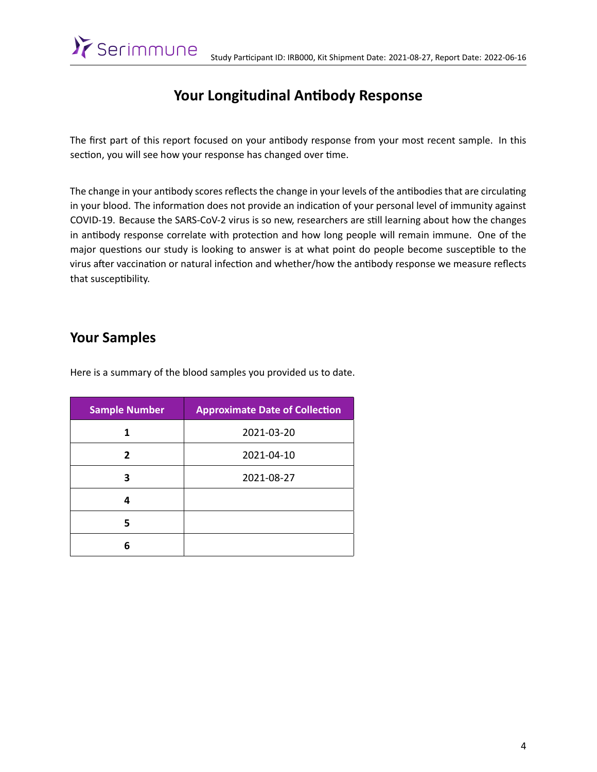# Your Longitudinal Antibody Response

The first part of this report focused on your antibody response from your most recent sample. In this section, you will see how your response has changed over time.

The change in your antibody scores reflects the change in your levels of the antibodies that are circulating in your blood. The information does not provide an indication of your personal level of immunity against COVID-19. Because the SARS-CoV-2 virus is so new, researchers are still learning about how the changes in antibody response correlate with protection and how long people will remain immune. One of the major questions our study is looking to answer is at what point do people become susceptible to the virus after vaccination or natural infection and whether/how the antibody response we measure reflects that susceptibility.

## Your Samples

Here is a summary of the blood samples you provided us to date.

| Sample Number | Approximate Date of Collection |
| --- | --- |
| **1** | 2021-03-20 |
| **2** | 2021-04-10 |
| **3** | 2021-08-27 |
| **4** | |
| **5** | |
| **6** | |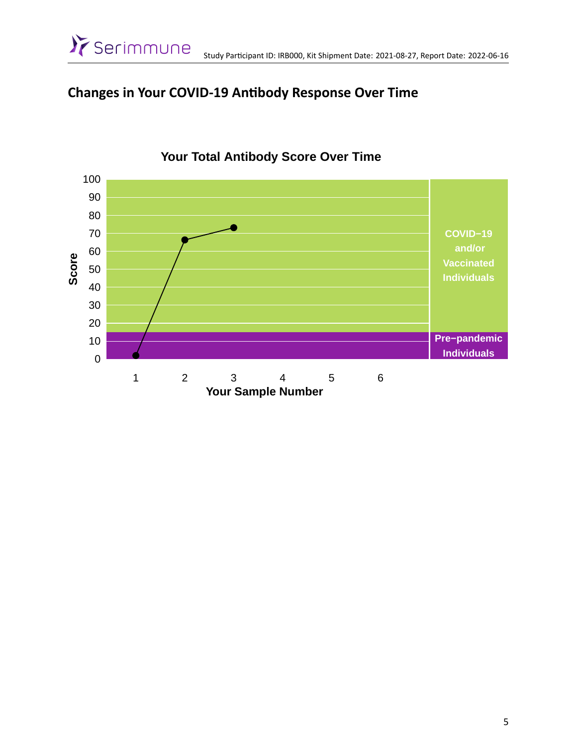## Changes in Your COVID-19 Antibody Response Over Time

### Your Total Antibody Score Over Time

Score (0–100) vs. Your Sample Number (1–6)

- COVID−19 and/or Vaccinated Individuals
- Pre−pandemic Individuals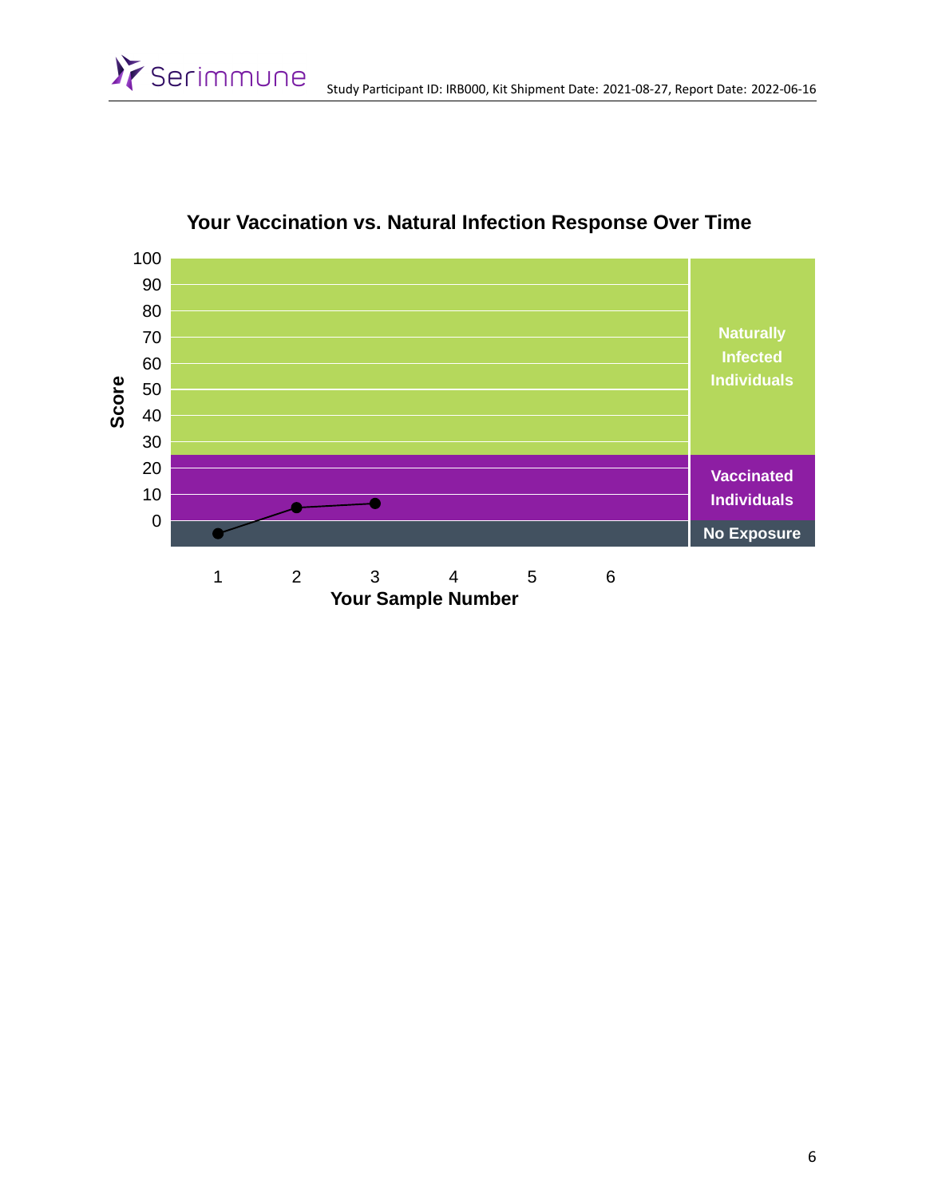## Your Vaccination vs. Natural Infection Response Over Time

Score: 100, 90, 80, 70, 60, 50, 40, 30, 20, 10, 0

Naturally Infected Individuals

Vaccinated Individuals

No Exposure

Your Sample Number: 1, 2, 3, 4, 5, 6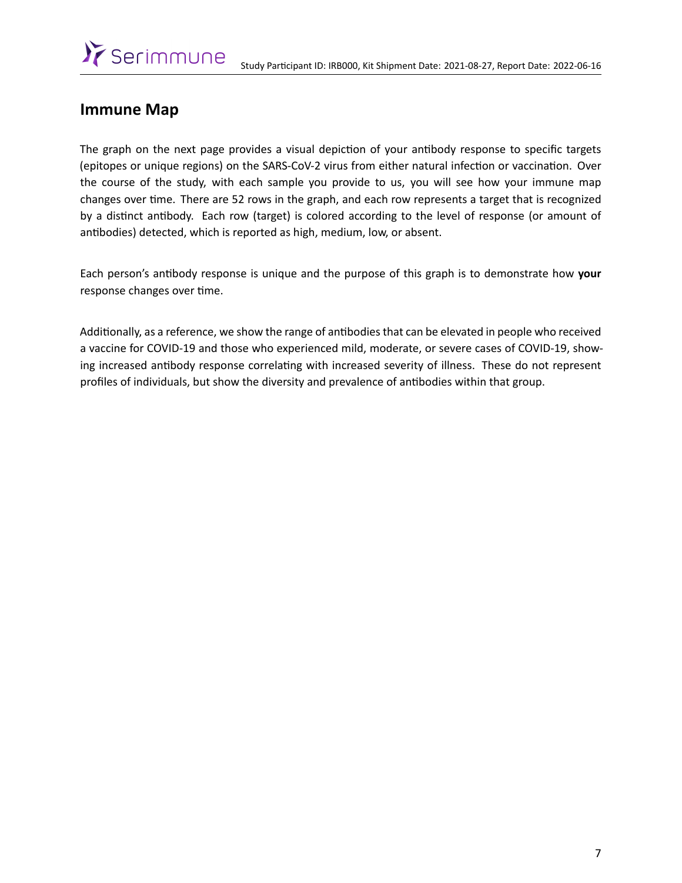## Immune Map

The graph on the next page provides a visual depiction of your antibody response to specific targets (epitopes or unique regions) on the SARS-CoV-2 virus from either natural infection or vaccination. Over the course of the study, with each sample you provide to us, you will see how your immune map changes over time. There are 52 rows in the graph, and each row represents a target that is recognized by a distinct antibody. Each row (target) is colored according to the level of response (or amount of antibodies) detected, which is reported as high, medium, low, or absent.

Each person's antibody response is unique and the purpose of this graph is to demonstrate how **your** response changes over time.

Additionally, as a reference, we show the range of antibodies that can be elevated in people who received a vaccine for COVID-19 and those who experienced mild, moderate, or severe cases of COVID-19, showing increased antibody response correlating with increased severity of illness. These do not represent profiles of individuals, but show the diversity and prevalence of antibodies within that group.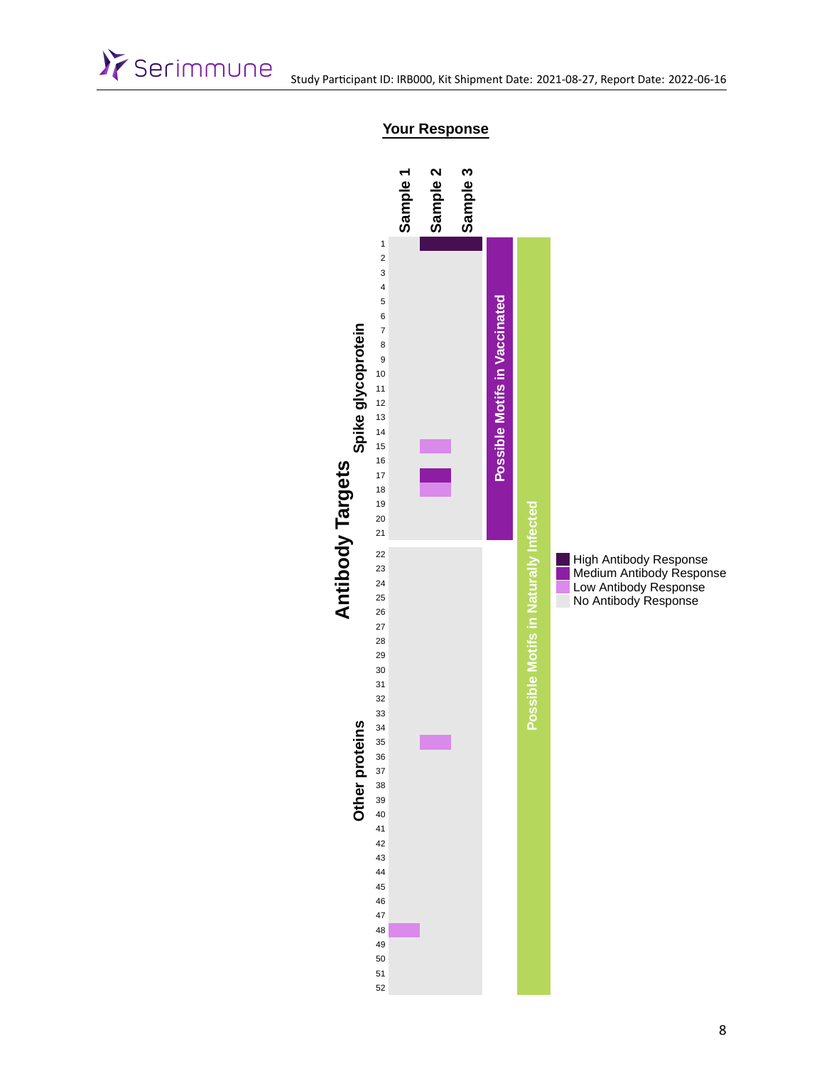## Your Response

**Antibody Targets**

| Antibody Targets | # | Sample 1 | Sample 2 | Sample 3 | Possible Motifs in Vaccinated | Possible Motifs in Naturally Infected |
|---|---|---|---|---|---|---|
| Spike glycoprotein | 1 | | High Antibody Response | High Antibody Response | ✓ | ✓ |
| | 2 | | | | ✓ | ✓ |
| | 3 | | | | ✓ | ✓ |
| | 4 | | | | ✓ | ✓ |
| | 5 | | | | ✓ | ✓ |
| | 6 | | | | ✓ | ✓ |
| | 7 | | | | ✓ | ✓ |
| | 8 | | | | ✓ | ✓ |
| | 9 | | | | ✓ | ✓ |
| | 10 | | | | ✓ | ✓ |
| | 11 | | | | ✓ | ✓ |
| | 12 | | | | ✓ | ✓ |
| | 13 | | | | ✓ | ✓ |
| | 14 | | | | ✓ | ✓ |
| | 15 | | Low Antibody Response | | ✓ | ✓ |
| | 16 | | | | ✓ | ✓ |
| | 17 | | Medium Antibody Response | | ✓ | ✓ |
| | 18 | | Low Antibody Response | | ✓ | ✓ |
| | 19 | | | | ✓ | ✓ |
| | 20 | | | | ✓ | ✓ |
| | 21 | | | | ✓ | ✓ |
| Other proteins | 22 | | | | | ✓ |
| | 23 | | | | | ✓ |
| | 24 | | | | | ✓ |
| | 25 | | | | | ✓ |
| | 26 | | | | | ✓ |
| | 27 | | | | | ✓ |
| | 28 | | | | | ✓ |
| | 29 | | | | | ✓ |
| | 30 | | | | | ✓ |
| | 31 | | | | | ✓ |
| | 32 | | | | | ✓ |
| | 33 | | | | | ✓ |
| | 34 | | | | | ✓ |
| | 35 | | Low Antibody Response | | | ✓ |
| | 36 | | | | | ✓ |
| | 37 | | | | | ✓ |
| | 38 | | | | | ✓ |
| | 39 | | | | | ✓ |
| | 40 | | | | | ✓ |
| | 41 | | | | | ✓ |
| | 42 | | | | | ✓ |
| | 43 | | | | | ✓ |
| | 44 | | | | | ✓ |
| | 45 | | | | | ✓ |
| | 46 | | | | | ✓ |
| | 47 | | | | | ✓ |
| | 48 | Low Antibody Response | | | | ✓ |
| | 49 | | | | | ✓ |
| | 50 | | | | | ✓ |
| | 51 | | | | | ✓ |
| | 52 | | | | | ✓ |

Legend:
- High Antibody Response
- Medium Antibody Response
- Low Antibody Response
- No Antibody Response (empty cells)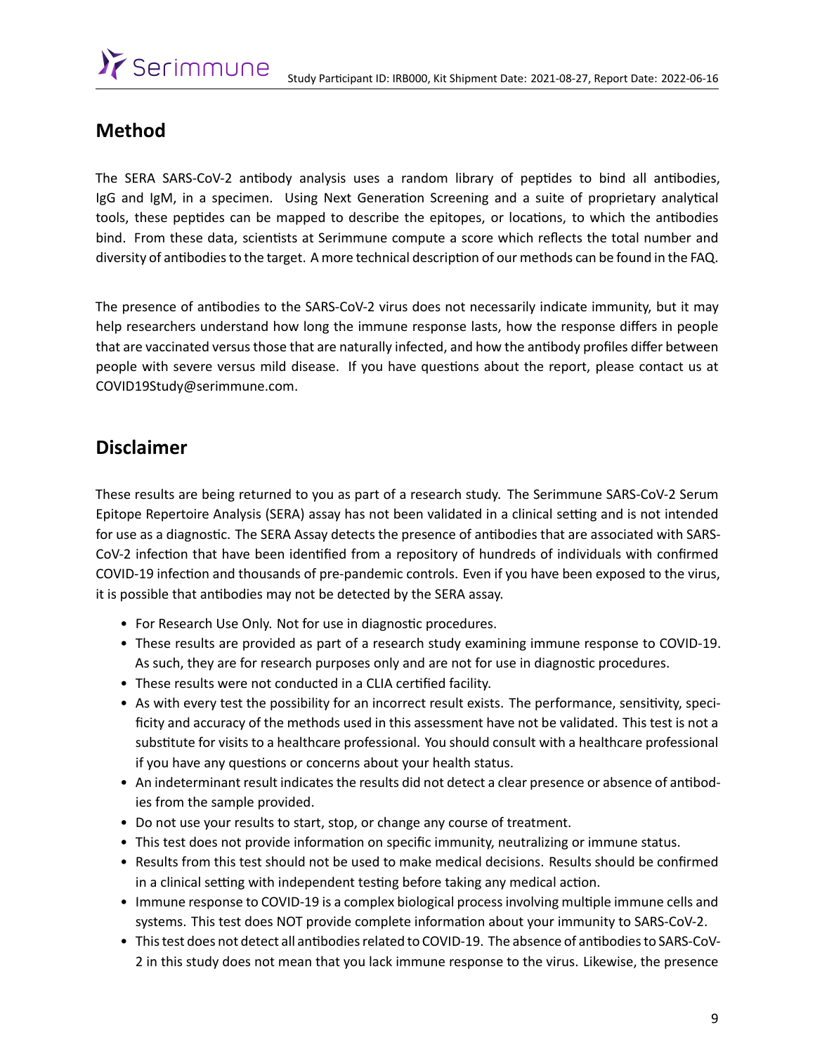## Method

The SERA SARS-CoV-2 antibody analysis uses a random library of peptides to bind all antibodies, IgG and IgM, in a specimen. Using Next Generation Screening and a suite of proprietary analytical tools, these peptides can be mapped to describe the epitopes, or locations, to which the antibodies bind. From these data, scientists at Serimmune compute a score which reflects the total number and diversity of antibodies to the target. A more technical description of our methods can be found in the FAQ.

The presence of antibodies to the SARS-CoV-2 virus does not necessarily indicate immunity, but it may help researchers understand how long the immune response lasts, how the response differs in people that are vaccinated versus those that are naturally infected, and how the antibody profiles differ between people with severe versus mild disease. If you have questions about the report, please contact us at COVID19Study@serimmune.com.

## Disclaimer

These results are being returned to you as part of a research study. The Serimmune SARS-CoV-2 Serum Epitope Repertoire Analysis (SERA) assay has not been validated in a clinical setting and is not intended for use as a diagnostic. The SERA Assay detects the presence of antibodies that are associated with SARS-CoV-2 infection that have been identified from a repository of hundreds of individuals with confirmed COVID-19 infection and thousands of pre-pandemic controls. Even if you have been exposed to the virus, it is possible that antibodies may not be detected by the SERA assay.

- For Research Use Only. Not for use in diagnostic procedures.
- These results are provided as part of a research study examining immune response to COVID-19. As such, they are for research purposes only and are not for use in diagnostic procedures.
- These results were not conducted in a CLIA certified facility.
- As with every test the possibility for an incorrect result exists. The performance, sensitivity, specificity and accuracy of the methods used in this assessment have not be validated. This test is not a substitute for visits to a healthcare professional. You should consult with a healthcare professional if you have any questions or concerns about your health status.
- An indeterminant result indicates the results did not detect a clear presence or absence of antibodies from the sample provided.
- Do not use your results to start, stop, or change any course of treatment.
- This test does not provide information on specific immunity, neutralizing or immune status.
- Results from this test should not be used to make medical decisions. Results should be confirmed in a clinical setting with independent testing before taking any medical action.
- Immune response to COVID-19 is a complex biological process involving multiple immune cells and systems. This test does NOT provide complete information about your immunity to SARS-CoV-2.
- This test does not detect all antibodies related to COVID-19. The absence of antibodies to SARS-CoV-2 in this study does not mean that you lack immune response to the virus. Likewise, the presence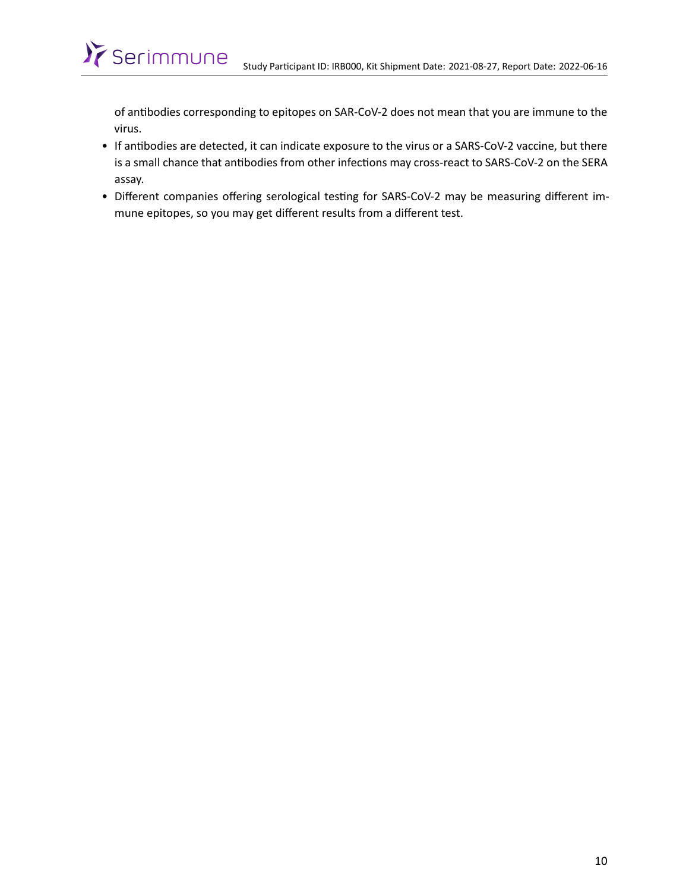of antibodies corresponding to epitopes on SAR-CoV-2 does not mean that you are immune to the virus.

- If antibodies are detected, it can indicate exposure to the virus or a SARS-CoV-2 vaccine, but there is a small chance that antibodies from other infections may cross-react to SARS-CoV-2 on the SERA assay.
- Different companies offering serological testing for SARS-CoV-2 may be measuring different immune epitopes, so you may get different results from a different test.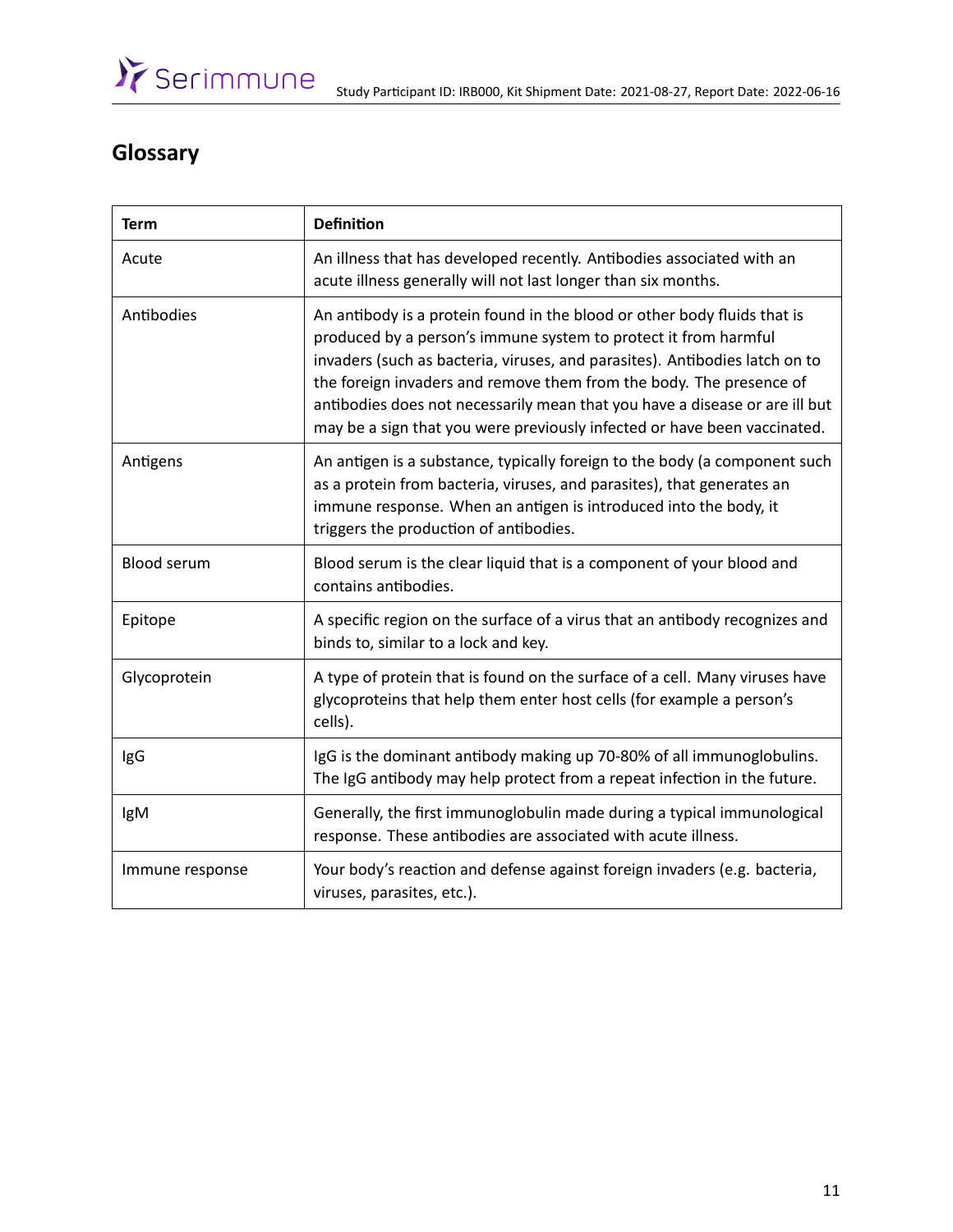## Glossary

| Term | Definition |
|---|---|
| Acute | An illness that has developed recently. Antibodies associated with an acute illness generally will not last longer than six months. |
| Antibodies | An antibody is a protein found in the blood or other body fluids that is produced by a person's immune system to protect it from harmful invaders (such as bacteria, viruses, and parasites). Antibodies latch on to the foreign invaders and remove them from the body. The presence of antibodies does not necessarily mean that you have a disease or are ill but may be a sign that you were previously infected or have been vaccinated. |
| Antigens | An antigen is a substance, typically foreign to the body (a component such as a protein from bacteria, viruses, and parasites), that generates an immune response. When an antigen is introduced into the body, it triggers the production of antibodies. |
| Blood serum | Blood serum is the clear liquid that is a component of your blood and contains antibodies. |
| Epitope | A specific region on the surface of a virus that an antibody recognizes and binds to, similar to a lock and key. |
| Glycoprotein | A type of protein that is found on the surface of a cell. Many viruses have glycoproteins that help them enter host cells (for example a person's cells). |
| IgG | IgG is the dominant antibody making up 70-80% of all immunoglobulins. The IgG antibody may help protect from a repeat infection in the future. |
| IgM | Generally, the first immunoglobulin made during a typical immunological response. These antibodies are associated with acute illness. |
| Immune response | Your body's reaction and defense against foreign invaders (e.g. bacteria, viruses, parasites, etc.). |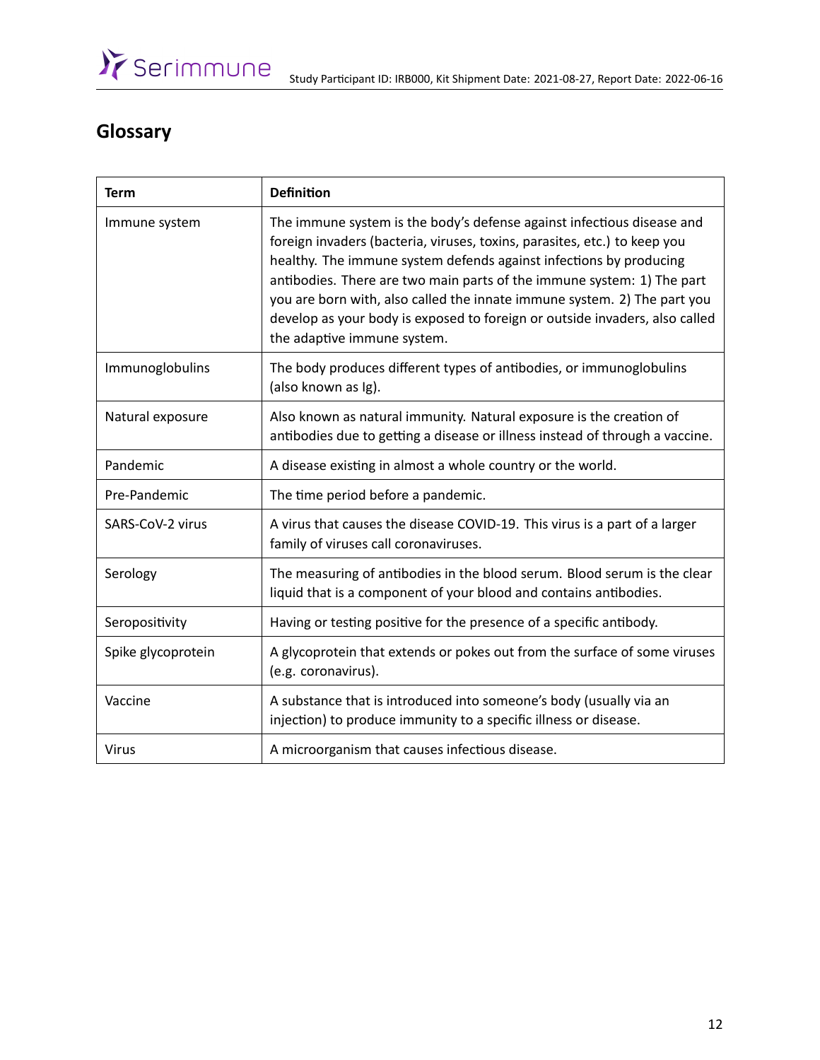## Glossary

| Term | Definition |
|---|---|
| Immune system | The immune system is the body's defense against infectious disease and foreign invaders (bacteria, viruses, toxins, parasites, etc.) to keep you healthy. The immune system defends against infections by producing antibodies. There are two main parts of the immune system: 1) The part you are born with, also called the innate immune system. 2) The part you develop as your body is exposed to foreign or outside invaders, also called the adaptive immune system. |
| Immunoglobulins | The body produces different types of antibodies, or immunoglobulins (also known as Ig). |
| Natural exposure | Also known as natural immunity. Natural exposure is the creation of antibodies due to getting a disease or illness instead of through a vaccine. |
| Pandemic | A disease existing in almost a whole country or the world. |
| Pre-Pandemic | The time period before a pandemic. |
| SARS-CoV-2 virus | A virus that causes the disease COVID-19. This virus is a part of a larger family of viruses call coronaviruses. |
| Serology | The measuring of antibodies in the blood serum. Blood serum is the clear liquid that is a component of your blood and contains antibodies. |
| Seropositivity | Having or testing positive for the presence of a specific antibody. |
| Spike glycoprotein | A glycoprotein that extends or pokes out from the surface of some viruses (e.g. coronavirus). |
| Vaccine | A substance that is introduced into someone's body (usually via an injection) to produce immunity to a specific illness or disease. |
| Virus | A microorganism that causes infectious disease. |